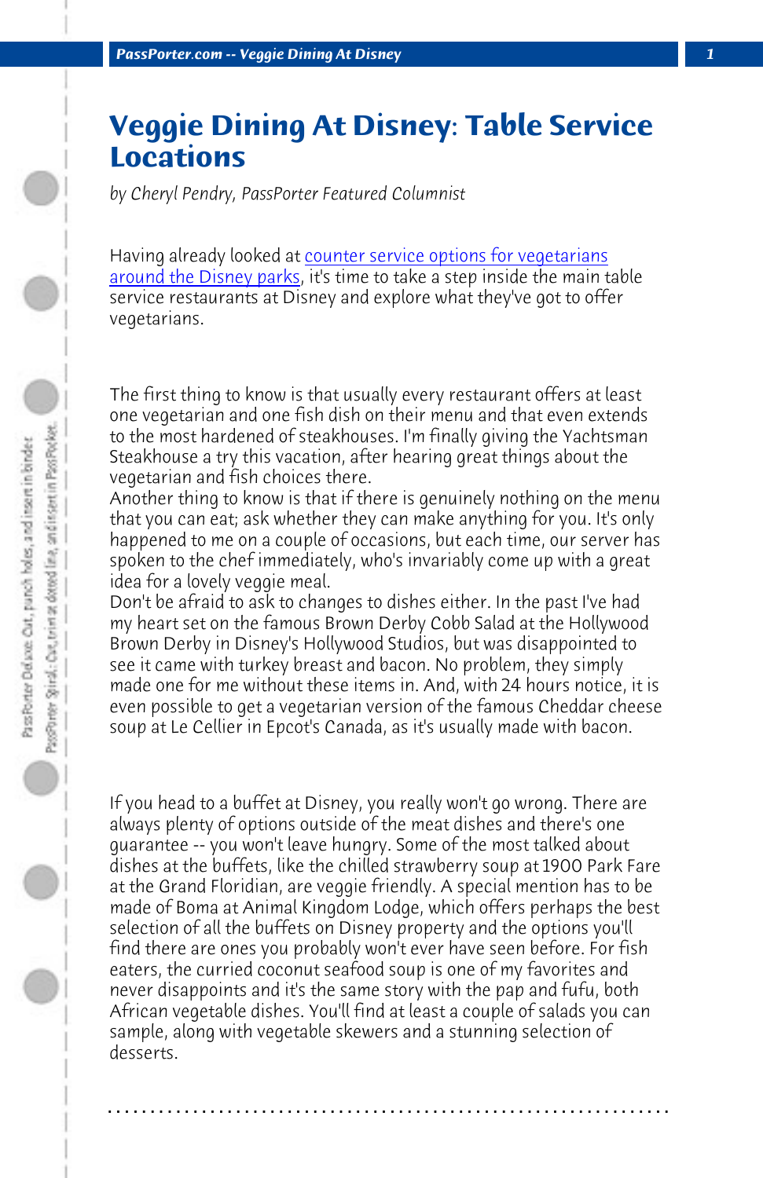# Veggie Dining At Disney: Table Service Locations

*by Cheryl Pendry, PassPorter Featured Columnist*

Having already looked at counter service options for vegetarians around the Disney parks, it's time to take a step inside the main table service restaurants at Disney and explore what they've got to offer vegetarians.

The first thing to know is that usually every restaurant offers at least one vegetarian and one fish dish on their menu and that even extends to the most hardened of steakhouses. I'm finally giving the Yachtsman Steakhouse a try this vacation, after hearing great things about the vegetarian and fish choices there.

Another thing to know is that if there is genuinely nothing on the menu that you can eat; ask whether they can make anything for you. It's only happened to me on a couple of occasions, but each time, our server has spoken to the chef immediately, who's invariably come up with a great idea for a lovely veggie meal.

Don't be afraid to ask to changes to dishes either. In the past I've had my heart set on the famous Brown Derby Cobb Salad at the Hollywood Brown Derby in Disney's Hollywood Studios, but was disappointed to see it came with turkey breast and bacon. No problem, they simply made one for me without these items in. And, with 24 hours notice, it is even possible to get a vegetarian version of the famous Cheddar cheese soup at Le Cellier in Epcot's Canada, as it's usually made with bacon.

If you head to a buffet at Disney, you really won't go wrong. There are always plenty of options outside of the meat dishes and there's one guarantee -- you won't leave hungry. Some of the most talked about dishes at the buffets, like the chilled strawberry soup at 1900 Park Fare at the Grand Floridian, are veggie friendly. A special mention has to be made of Boma at Animal Kingdom Lodge, which offers perhaps the best selection of all the buffets on Disney property and the options you'll find there are ones you probably won't ever have seen before. For fish eaters, the curried coconut seafood soup is one of my favorites and never disappoints and it's the same story with the pap and fufu, both African vegetable dishes. You'll find at least a couple of salads you can sample, along with vegetable skewers and a stunning selection of desserts.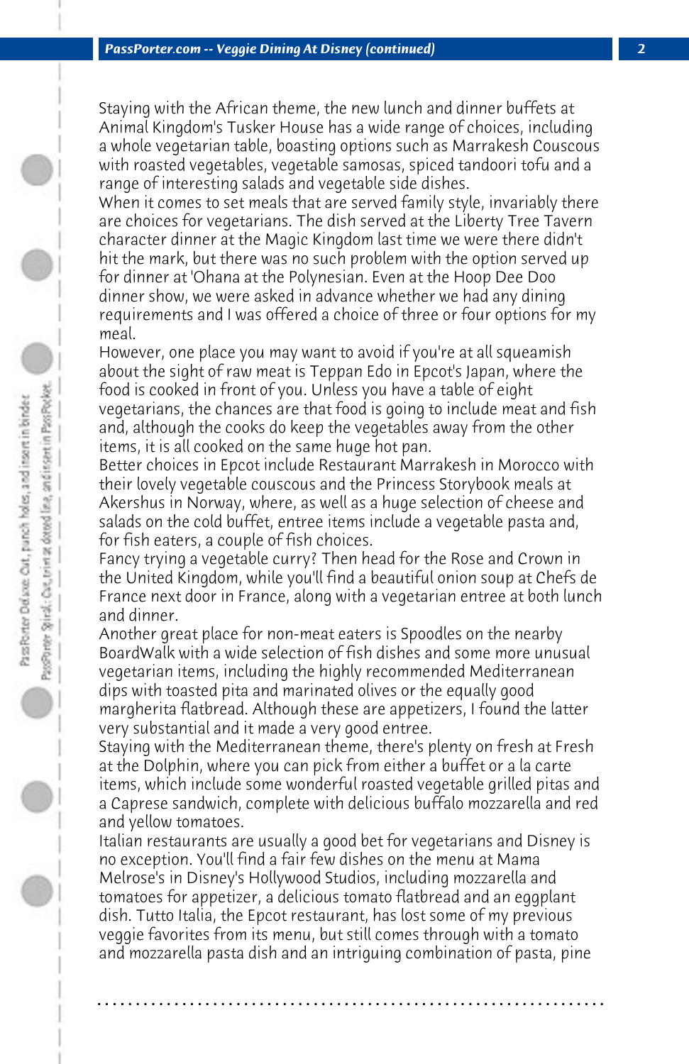Staying with the African theme, the new lunch and dinner buffets at Animal Kingdom's Tusker House has a wide range of choices, including a whole vegetarian table, boasting options such as Marrakesh Couscous with roasted vegetables, vegetable samosas, spiced tandoori tofu and a range of interesting salads and vegetable side dishes.

When it comes to set meals that are served family style, invariably there are choices for vegetarians. The dish served at the Liberty Tree Tavern character dinner at the Magic Kingdom last time we were there didn't hit the mark, but there was no such problem with the option served up for dinner at 'Ohana at the Polynesian. Even at the Hoop Dee Doo dinner show, we were asked in advance whether we had any dining requirements and I was offered a choice of three or four options for my meal.

However, one place you may want to avoid if you're at all squeamish about the sight of raw meat is Teppan Edo in Epcot's Japan, where the food is cooked in front of you. Unless you have a table of eight vegetarians, the chances are that food is going to include meat and fish and, although the cooks do keep the vegetables away from the other items, it is all cooked on the same huge hot pan.

Better choices in Epcot include Restaurant Marrakesh in Morocco with their lovely vegetable couscous and the Princess Storybook meals at Akershus in Norway, where, as well as a huge selection of cheese and salads on the cold buffet, entree items include a vegetable pasta and, for fish eaters, a couple of fish choices.

Fancy trying a vegetable curry? Then head for the Rose and Crown in the United Kingdom, while you'll find a beautiful onion soup at Chefs de France next door in France, along with a vegetarian entree at both lunch and dinner.

Another great place for non-meat eaters is Spoodles on the nearby BoardWalk with a wide selection of fish dishes and some more unusual vegetarian items, including the highly recommended Mediterranean dips with toasted pita and marinated olives or the equally good margherita flatbread. Although these are appetizers, I found the latter very substantial and it made a very good entree.

Staying with the Mediterranean theme, there's plenty on fresh at Fresh at the Dolphin, where you can pick from either a buffet or a la carte items, which include some wonderful roasted vegetable grilled pitas and a Caprese sandwich, complete with delicious buffalo mozzarella and red and yellow tomatoes.

Italian restaurants are usually a good bet for vegetarians and Disney is no exception. You'll find a fair few dishes on the menu at Mama Melrose's in Disney's Hollywood Studios, including mozzarella and tomatoes for appetizer, a delicious tomato flatbread and an eggplant dish. Tutto Italia, the Epcot restaurant, has lost some of my previous veggie favorites from its menu, but still comes through with a tomato and mozzarella pasta dish and an intriguing combination of pasta, pine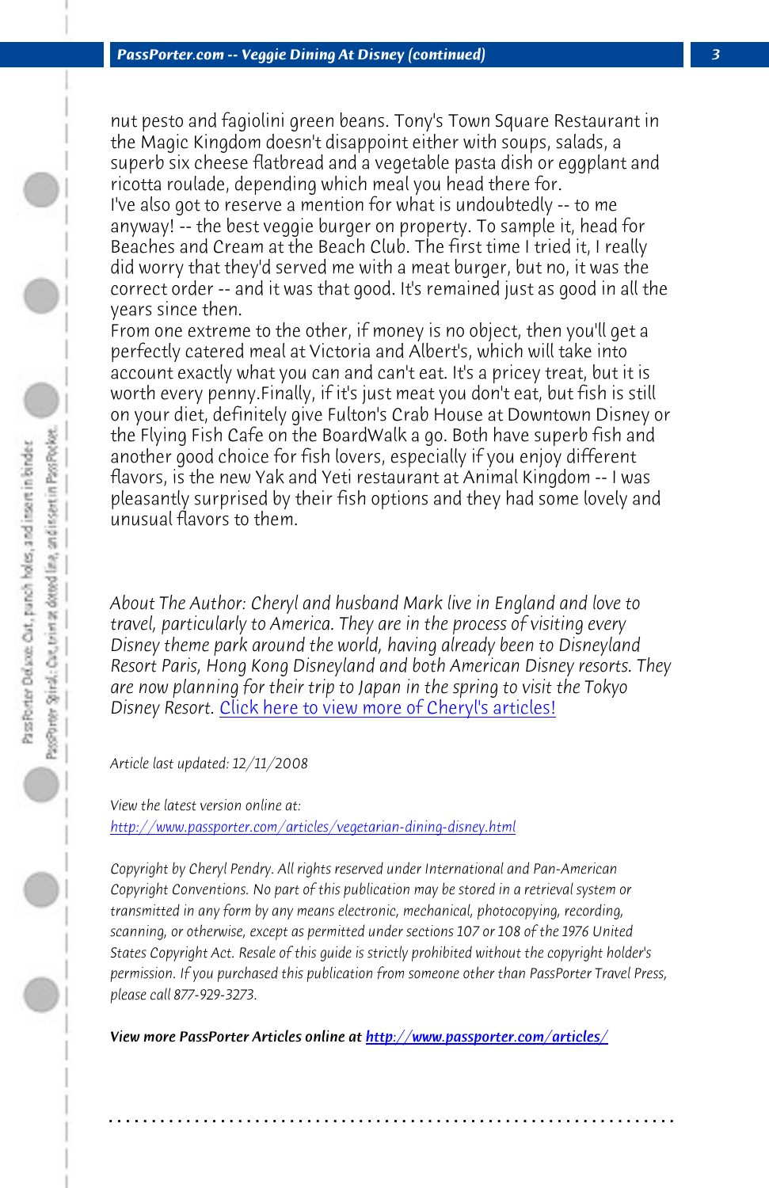nut pesto and fagiolini green beans. Tony's Town Square Restaurant in the Magic Kingdom doesn't disappoint either with soups, salads, a superb six cheese flatbread and a vegetable pasta dish or eggplant and ricotta roulade, depending which meal you head there for.
I've also got to reserve a mention for what is undoubtedly -- to me anyway! -- the best veggie burger on property. To sample it, head for Beaches and Cream at the Beach Club. The first time I tried it, I really did worry that they'd served me with a meat burger, but no, it was the correct order -- and it was that good. It's remained just as good in all the years since then.
From one extreme to the other, if money is no object, then you'll get a perfectly catered meal at Victoria and Albert's, which will take into account exactly what you can and can't eat. It's a pricey treat, but it is worth every penny.Finally, if it's just meat you don't eat, but fish is still on your diet, definitely give Fulton's Crab House at Downtown Disney or the Flying Fish Cafe on the BoardWalk a go. Both have superb fish and another good choice for fish lovers, especially if you enjoy different flavors, is the new Yak and Yeti restaurant at Animal Kingdom -- I was pleasantly surprised by their fish options and they had some lovely and unusual flavors to them.

*About The Author: Cheryl and husband Mark live in England and love to travel, particularly to America. They are in the process of visiting every Disney theme park around the world, having already been to Disneyland Resort Paris, Hong Kong Disneyland and both American Disney resorts. They are now planning for their trip to Japan in the spring to visit the Tokyo Disney Resort.* Click here to view more of Cheryl's articles!

*Article last updated: 12/11/2008*

*View the latest version online at:*
*http://www.passporter.com/articles/vegetarian-dining-disney.html*

*Copyright by Cheryl Pendry. All rights reserved under International and Pan-American Copyright Conventions. No part of this publication may be stored in a retrieval system or transmitted in any form by any means electronic, mechanical, photocopying, recording, scanning, or otherwise, except as permitted under sections 107 or 108 of the 1976 United States Copyright Act. Resale of this guide is strictly prohibited without the copyright holder's permission. If you purchased this publication from someone other than PassPorter Travel Press, please call 877-929-3273.*

***View more PassPorter Articles online at http://www.passporter.com/articles/***